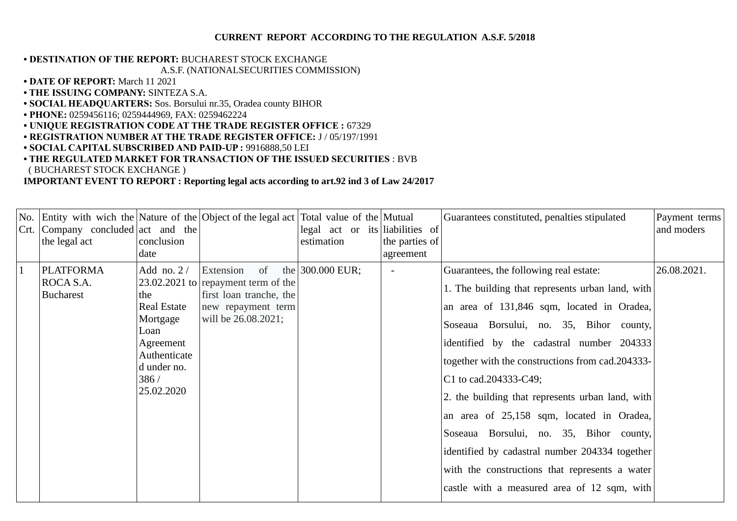**CURRENT REPORT ACCORDING TO THE REGULATION A.S.F. 5/2018**

- **DESTINATION OF THE REPORT:** BUCHAREST STOCK EXCHANGE
  A.S.F. (NATIONALSECURITIES COMMISSION)
- **DATE OF REPORT:** March 11 2021
- **THE ISSUING COMPANY:** SINTEZA S.A.
- **SOCIAL HEADQUARTERS:** Sos. Borsului nr.35, Oradea county BIHOR
- **PHONE:** 0259456116; 0259444969, FAX: 0259462224
- **UNIQUE REGISTRATION CODE AT THE TRADE REGISTER OFFICE :** 67329
- **REGISTRATION NUMBER AT THE TRADE REGISTER OFFICE:** J / 05/197/1991
- **SOCIAL CAPITAL SUBSCRIBED AND PAID-UP :** 9916888,50 LEI
- **THE REGULATED MARKET FOR TRANSACTION OF THE ISSUED SECURITIES** : BVB ( BUCHAREST STOCK EXCHANGE )

**IMPORTANT EVENT TO REPORT : Reporting legal acts according to art.92 ind 3 of Law 24/2017**

| No. Crt. | Entity with wich the Company concluded the legal act | Nature of the act and the conclusion date | Object of the legal act | Total value of the legal act or its estimation | Mutual liabilities of the parties of agreement | Guarantees constituted, penalties stipulated | Payment terms and moders |
|---|---|---|---|---|---|---|---|
| 1 | PLATFORMA ROCA S.A. Bucharest | Add no. 2 / 23.02.2021 to the Real Estate Mortgage Loan Agreement Authenticated under no. 386 / 25.02.2020 | Extension of the repayment term of the first loan tranche, the new repayment term will be 26.08.2021; | 300.000 EUR; | - | Guarantees, the following real estate:<br>1. The building that represents urban land, with an area of 131,846 sqm, located in Oradea, Soseaua Borsului, no. 35, Bihor county, identified by the cadastral number 204333 together with the constructions from cad.204333-C1 to cad.204333-C49;<br>2. the building that represents urban land, with an area of 25,158 sqm, located in Oradea, Soseaua Borsului, no. 35, Bihor county, identified by cadastral number 204334 together with the constructions that represents a water castle with a measured area of 12 sqm, with | 26.08.2021. |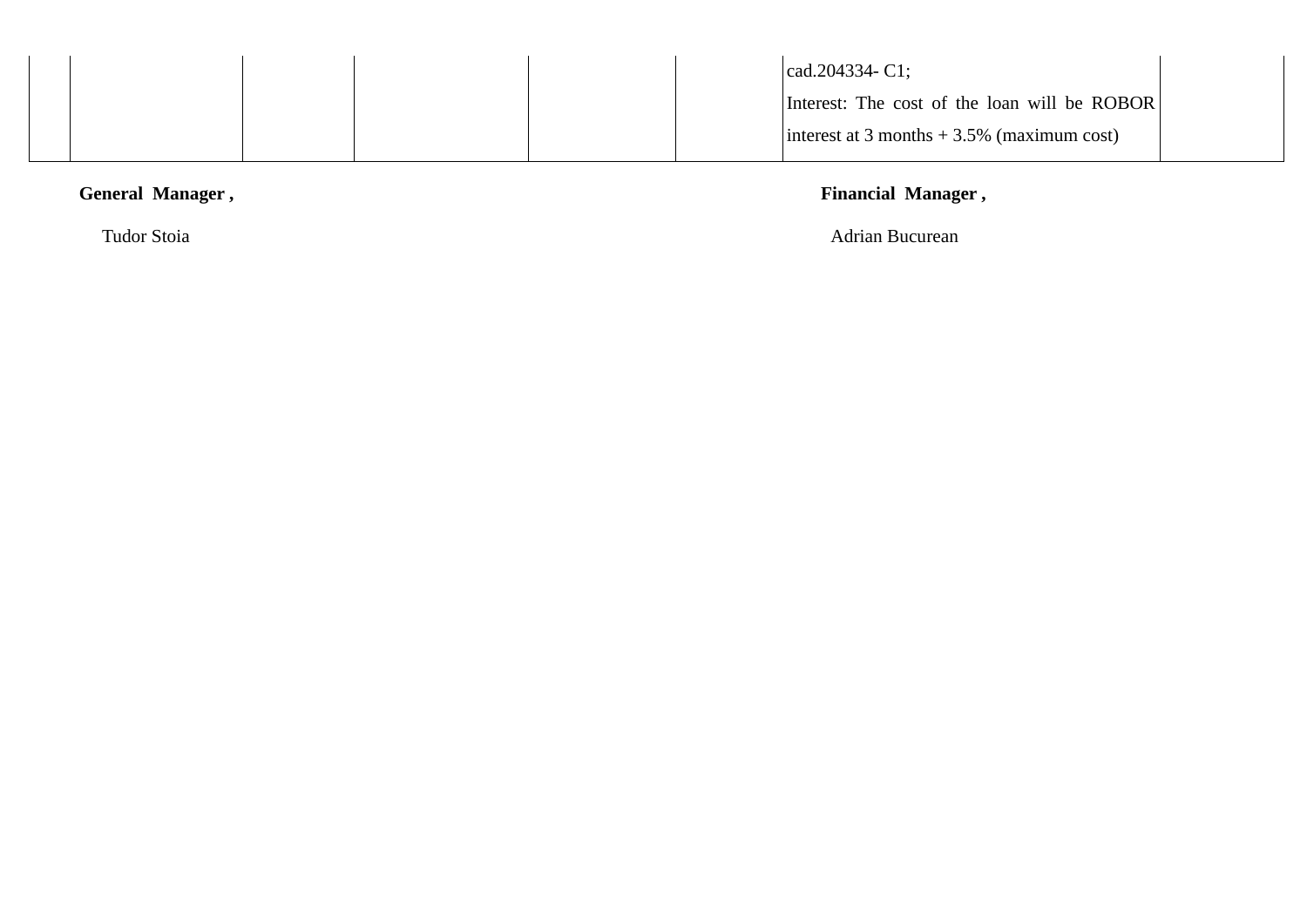| | | | | | | | |
|---|---|---|---|---|---|---|---|
| | | | | | | cad.204334- C1;<br>Interest: The cost of the loan will be ROBOR interest at 3 months + 3.5% (maximum cost) | |

**General Manager ,**

Tudor Stoia

**Financial Manager ,**

Adrian Bucurean